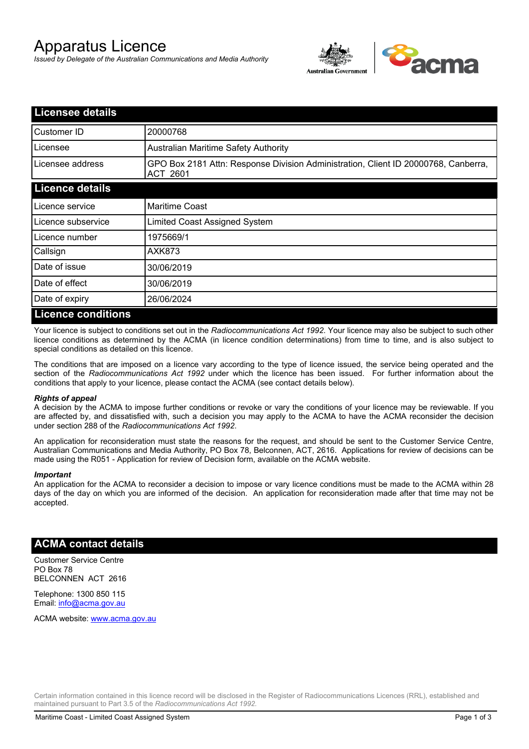# Apparatus Licence

*Issued by Delegate of the Australian Communications and Media Authority*

## Licensee details

| | |
|---|---|
| Customer ID | 20000768 |
| Licensee | Australian Maritime Safety Authority |
| Licensee address | GPO Box 2181 Attn: Response Division Administration, Client ID 20000768, Canberra, ACT 2601 |

## Licence details

| | |
|---|---|
| Licence service | Maritime Coast |
| Licence subservice | Limited Coast Assigned System |
| Licence number | 1975669/1 |
| Callsign | AXK873 |
| Date of issue | 30/06/2019 |
| Date of effect | 30/06/2019 |
| Date of expiry | 26/06/2024 |

## Licence conditions

Your licence is subject to conditions set out in the *Radiocommunications Act 1992*. Your licence may also be subject to such other licence conditions as determined by the ACMA (in licence condition determinations) from time to time, and is also subject to special conditions as detailed on this licence.

The conditions that are imposed on a licence vary according to the type of licence issued, the service being operated and the section of the *Radiocommunications Act 1992* under which the licence has been issued. For further information about the conditions that apply to your licence, please contact the ACMA (see contact details below).

***Rights of appeal***

A decision by the ACMA to impose further conditions or revoke or vary the conditions of your licence may be reviewable. If you are affected by, and dissatisfied with, such a decision you may apply to the ACMA to have the ACMA reconsider the decision under section 288 of the *Radiocommunications Act 1992*.

An application for reconsideration must state the reasons for the request, and should be sent to the Customer Service Centre, Australian Communications and Media Authority, PO Box 78, Belconnen, ACT, 2616. Applications for review of decisions can be made using the R051 - Application for review of Decision form, available on the ACMA website.

***Important***

An application for the ACMA to reconsider a decision to impose or vary licence conditions must be made to the ACMA within 28 days of the day on which you are informed of the decision. An application for reconsideration made after that time may not be accepted.

## ACMA contact details

Customer Service Centre
PO Box 78
BELCONNEN ACT 2616

Telephone: 1300 850 115
Email: info@acma.gov.au

ACMA website: www.acma.gov.au

Certain information contained in this licence record will be disclosed in the Register of Radiocommunications Licences (RRL), established and maintained pursuant to Part 3.5 of the *Radiocommunications Act 1992.*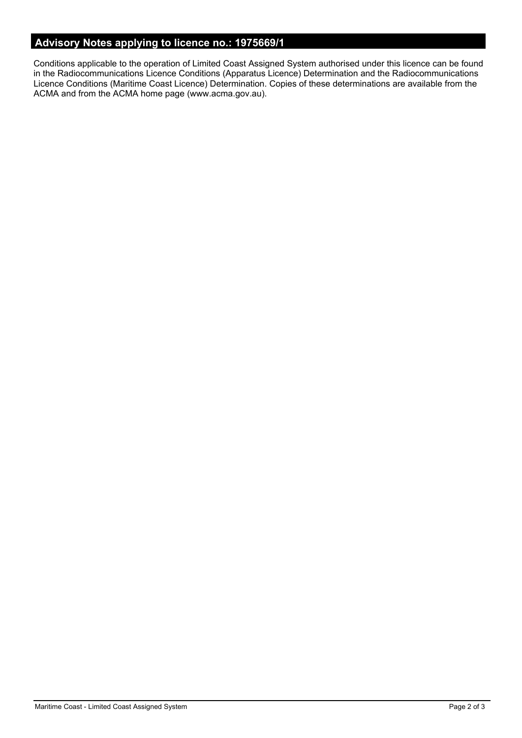## Advisory Notes applying to licence no.: 1975669/1

Conditions applicable to the operation of Limited Coast Assigned System authorised under this licence can be found in the Radiocommunications Licence Conditions (Apparatus Licence) Determination and the Radiocommunications Licence Conditions (Maritime Coast Licence) Determination. Copies of these determinations are available from the ACMA and from the ACMA home page (www.acma.gov.au).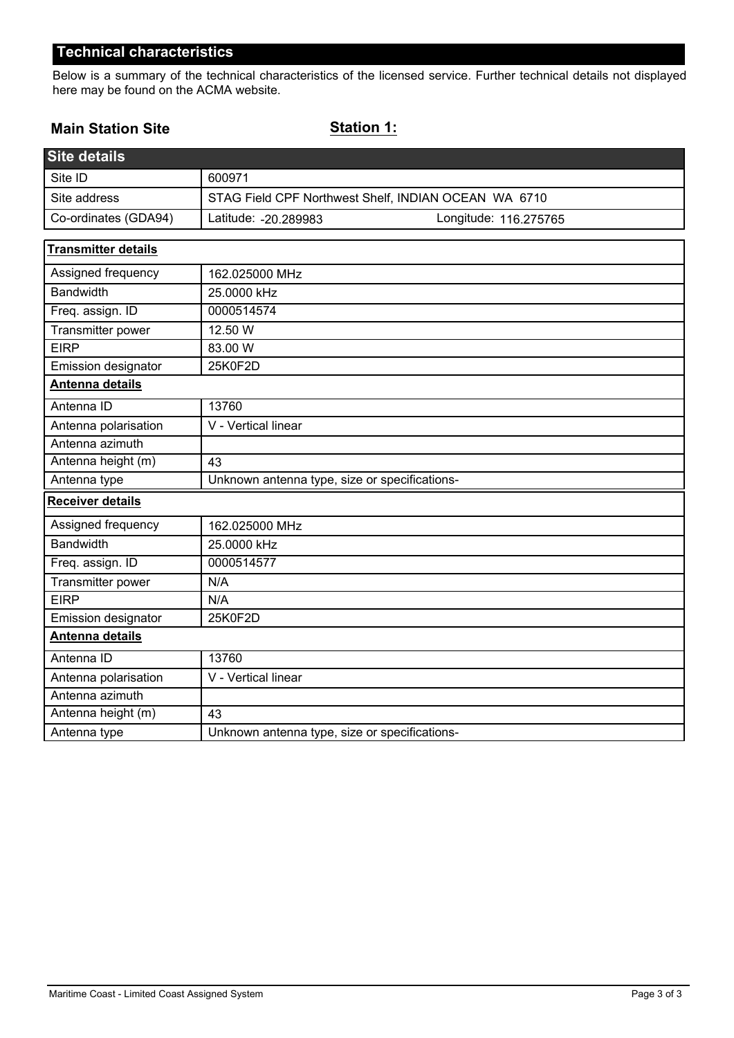## Technical characteristics

Below is a summary of the technical characteristics of the licensed service. Further technical details not displayed here may be found on the ACMA website.

**Main Station Site** **Station 1:**

| Site details | |
|---|---|
| Site ID | 600971 |
| Site address | STAG Field CPF Northwest Shelf, INDIAN OCEAN WA 6710 |
| Co-ordinates (GDA94) | Latitude: -20.289983 Longitude: 116.275765 |

| **Transmitter details** | |
|---|---|
| Assigned frequency | 162.025000 MHz |
| Bandwidth | 25.0000 kHz |
| Freq. assign. ID | 0000514574 |
| Transmitter power | 12.50 W |
| EIRP | 83.00 W |
| Emission designator | 25K0F2D |
| **Antenna details** | |
| Antenna ID | 13760 |
| Antenna polarisation | V - Vertical linear |
| Antenna azimuth | |
| Antenna height (m) | 43 |
| Antenna type | Unknown antenna type, size or specifications- |
| **Receiver details** | |
| Assigned frequency | 162.025000 MHz |
| Bandwidth | 25.0000 kHz |
| Freq. assign. ID | 0000514577 |
| Transmitter power | N/A |
| EIRP | N/A |
| Emission designator | 25K0F2D |
| **Antenna details** | |
| Antenna ID | 13760 |
| Antenna polarisation | V - Vertical linear |
| Antenna azimuth | |
| Antenna height (m) | 43 |
| Antenna type | Unknown antenna type, size or specifications- |